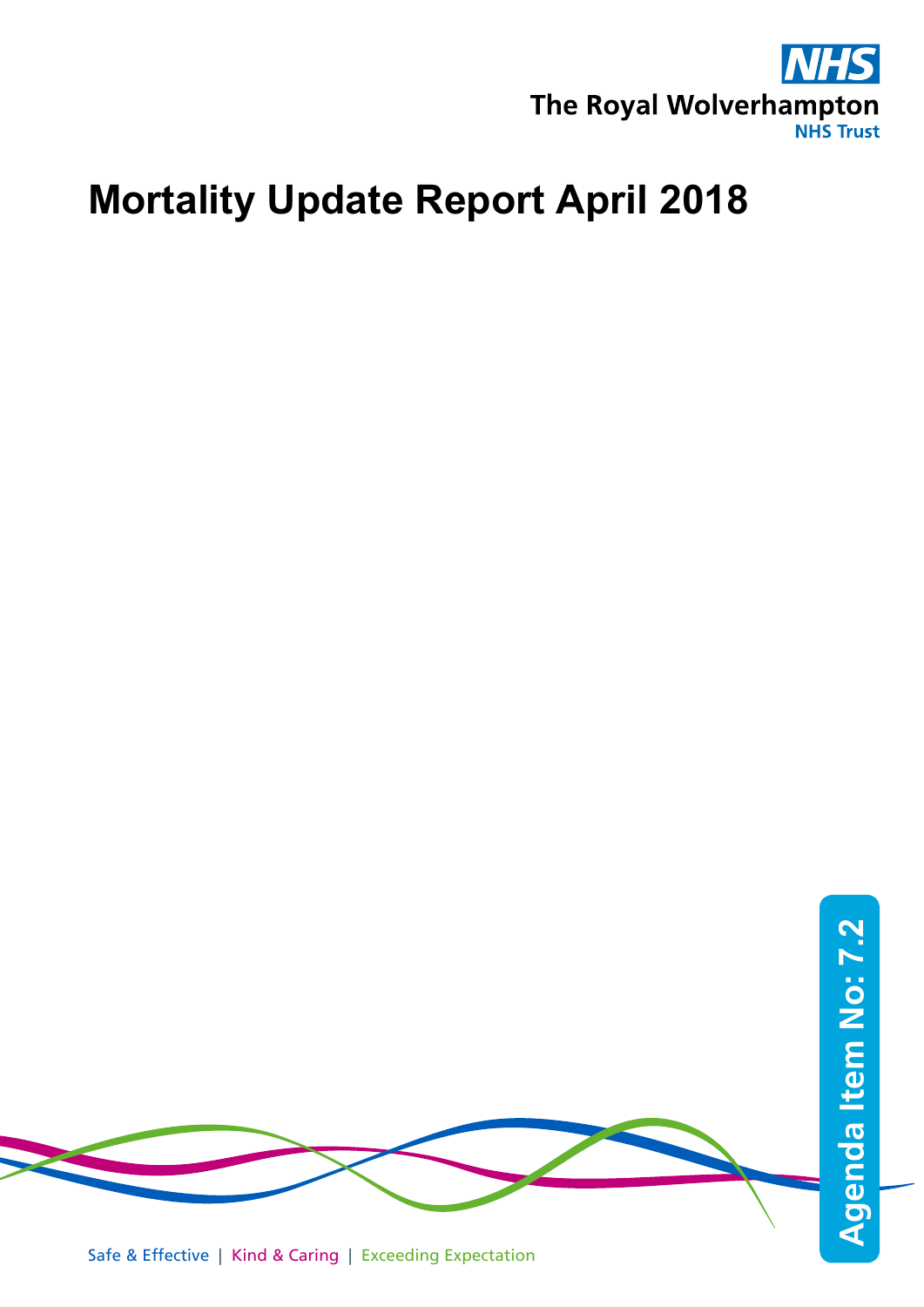The Royal Wolverhampton NHS Trust

# Mortality Update Report April 2018

Agenda Item No: 7.2

Safe & Effective | Kind & Caring | Exceeding Expectation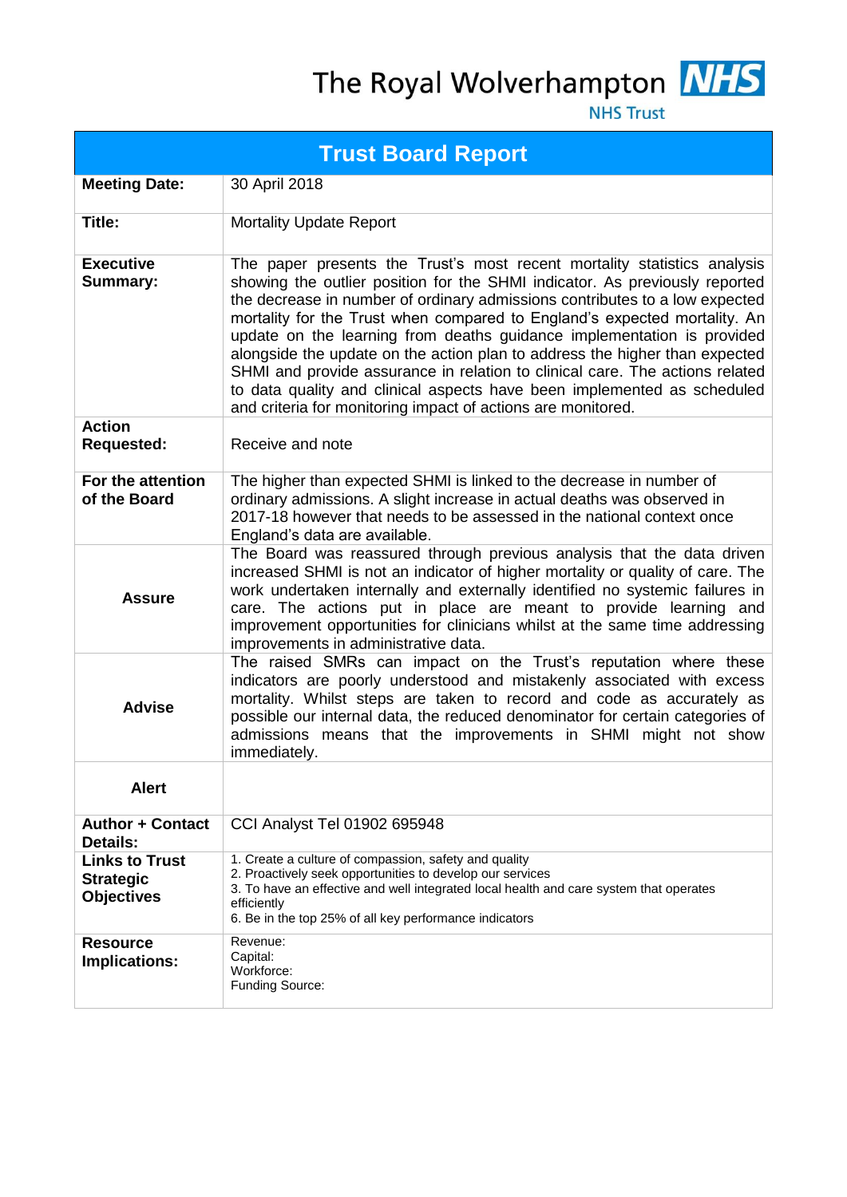The Royal Wolverhampton NHS Trust

# Trust Board Report

| | |
|---|---|
| **Meeting Date:** | 30 April 2018 |
| **Title:** | Mortality Update Report |
| **Executive Summary:** | The paper presents the Trust's most recent mortality statistics analysis showing the outlier position for the SHMI indicator. As previously reported the decrease in number of ordinary admissions contributes to a low expected mortality for the Trust when compared to England's expected mortality. An update on the learning from deaths guidance implementation is provided alongside the update on the action plan to address the higher than expected SHMI and provide assurance in relation to clinical care. The actions related to data quality and clinical aspects have been implemented as scheduled and criteria for monitoring impact of actions are monitored. |
| **Action Requested:** | Receive and note |
| **For the attention of the Board** | The higher than expected SHMI is linked to the decrease in number of ordinary admissions. A slight increase in actual deaths was observed in 2017-18 however that needs to be assessed in the national context once England's data are available. |
| **Assure** | The Board was reassured through previous analysis that the data driven increased SHMI is not an indicator of higher mortality or quality of care. The work undertaken internally and externally identified no systemic failures in care. The actions put in place are meant to provide learning and improvement opportunities for clinicians whilst at the same time addressing improvements in administrative data. |
| **Advise** | The raised SMRs can impact on the Trust's reputation where these indicators are poorly understood and mistakenly associated with excess mortality. Whilst steps are taken to record and code as accurately as possible our internal data, the reduced denominator for certain categories of admissions means that the improvements in SHMI might not show immediately. |
| **Alert** | |
| **Author + Contact Details:** | CCI Analyst Tel 01902 695948 |
| **Links to Trust Strategic Objectives** | 1. Create a culture of compassion, safety and quality<br>2. Proactively seek opportunities to develop our services<br>3. To have an effective and well integrated local health and care system that operates efficiently<br>6. Be in the top 25% of all key performance indicators |
| **Resource Implications:** | Revenue:<br>Capital:<br>Workforce:<br>Funding Source: |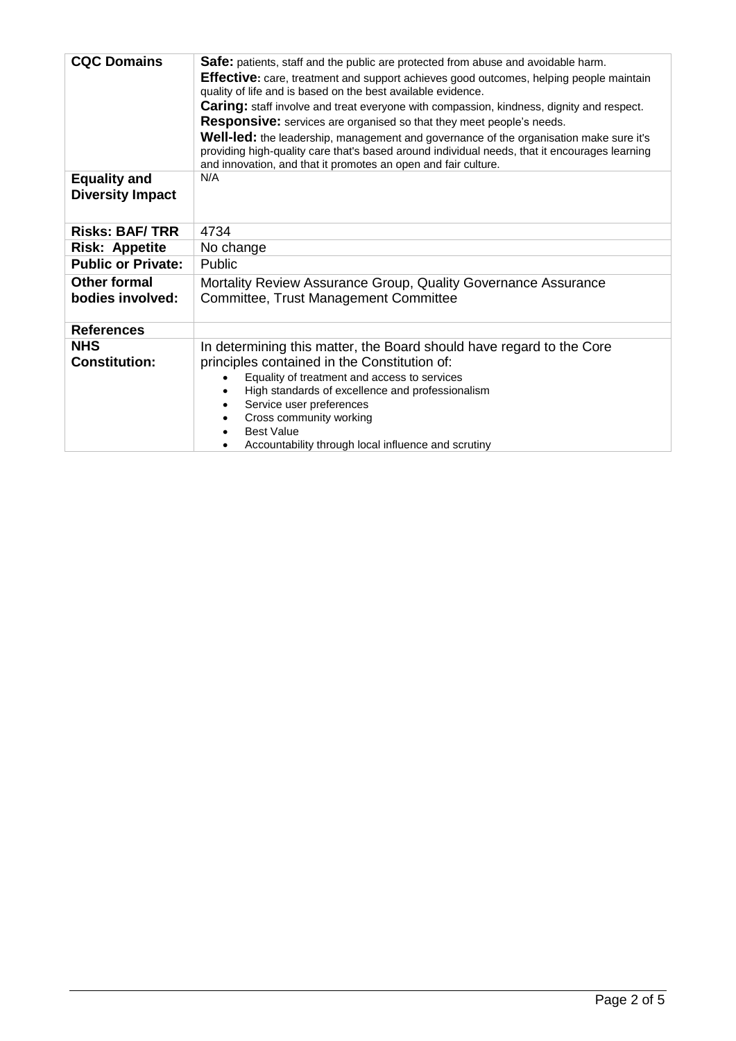| | |
|---|---|
| **CQC Domains** | **Safe:** patients, staff and the public are protected from abuse and avoidable harm.<br>**Effective:** care, treatment and support achieves good outcomes, helping people maintain quality of life and is based on the best available evidence.<br>**Caring:** staff involve and treat everyone with compassion, kindness, dignity and respect.<br>**Responsive:** services are organised so that they meet people's needs.<br>**Well-led:** the leadership, management and governance of the organisation make sure it's providing high-quality care that's based around individual needs, that it encourages learning and innovation, and that it promotes an open and fair culture. |
| **Equality and Diversity Impact** | N/A |
| **Risks: BAF/ TRR** | 4734 |
| **Risk: Appetite** | No change |
| **Public or Private:** | Public |
| **Other formal bodies involved:** | Mortality Review Assurance Group, Quality Governance Assurance Committee, Trust Management Committee |
| **References** | |
| **NHS Constitution:** | In determining this matter, the Board should have regard to the Core principles contained in the Constitution of:<br>• Equality of treatment and access to services<br>• High standards of excellence and professionalism<br>• Service user preferences<br>• Cross community working<br>• Best Value<br>• Accountability through local influence and scrutiny |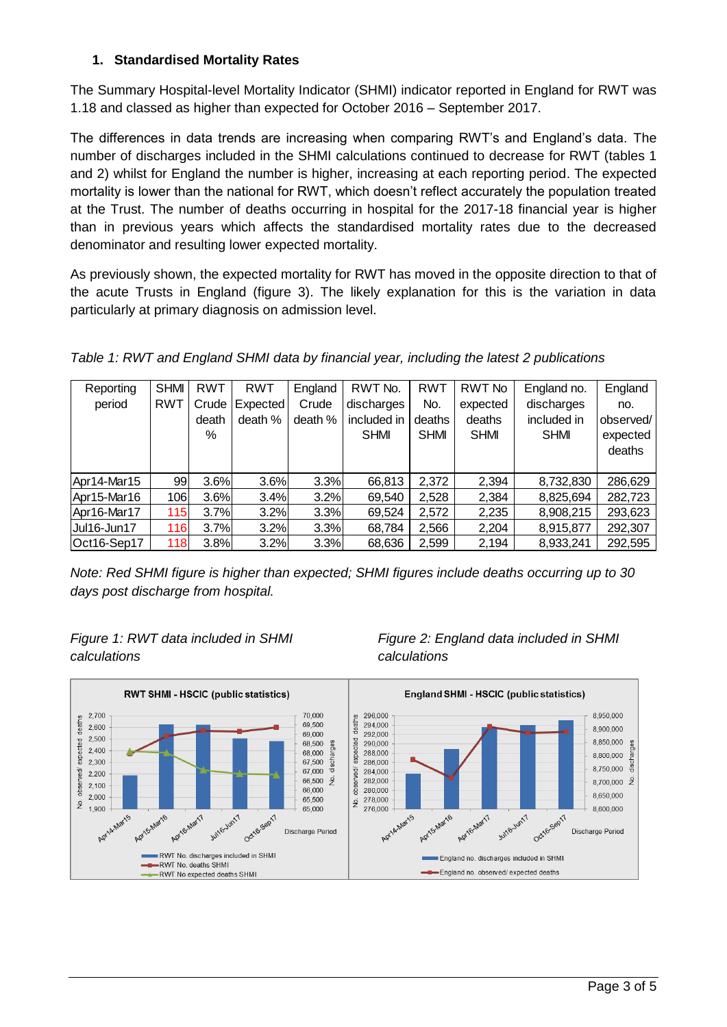### 1. Standardised Mortality Rates

The Summary Hospital-level Mortality Indicator (SHMI) indicator reported in England for RWT was 1.18 and classed as higher than expected for October 2016 – September 2017.

The differences in data trends are increasing when comparing RWT's and England's data. The number of discharges included in the SHMI calculations continued to decrease for RWT (tables 1 and 2) whilst for England the number is higher, increasing at each reporting period. The expected mortality is lower than the national for RWT, which doesn't reflect accurately the population treated at the Trust. The number of deaths occurring in hospital for the 2017-18 financial year is higher than in previous years which affects the standardised mortality rates due to the decreased denominator and resulting lower expected mortality.

As previously shown, the expected mortality for RWT has moved in the opposite direction to that of the acute Trusts in England (figure 3). The likely explanation for this is the variation in data particularly at primary diagnosis on admission level.

*Table 1: RWT and England SHMI data by financial year, including the latest 2 publications*

| Reporting period | SHMI RWT | RWT Crude death % | RWT Expected death % | England Crude death % | RWT No. discharges included in SHMI | RWT No. deaths SHMI | RWT No expected deaths SHMI | England no. discharges included in SHMI | England no. observed/ expected deaths |
|---|---|---|---|---|---|---|---|---|---|
| Apr14-Mar15 | 99 | 3.6% | 3.6% | 3.3% | 66,813 | 2,372 | 2,394 | 8,732,830 | 286,629 |
| Apr15-Mar16 | 106 | 3.6% | 3.4% | 3.2% | 69,540 | 2,528 | 2,384 | 8,825,694 | 282,723 |
| Apr16-Mar17 | 115 | 3.7% | 3.2% | 3.3% | 69,524 | 2,572 | 2,235 | 8,908,215 | 293,623 |
| Jul16-Jun17 | 116 | 3.7% | 3.2% | 3.3% | 68,784 | 2,566 | 2,204 | 8,915,877 | 292,307 |
| Oct16-Sep17 | 118 | 3.8% | 3.2% | 3.3% | 68,636 | 2,599 | 2,194 | 8,933,241 | 292,595 |

*Note: Red SHMI figure is higher than expected; SHMI figures include deaths occurring up to 30 days post discharge from hospital.*

*Figure 1: RWT data included in SHMI calculations*

*Figure 2: England data included in SHMI calculations*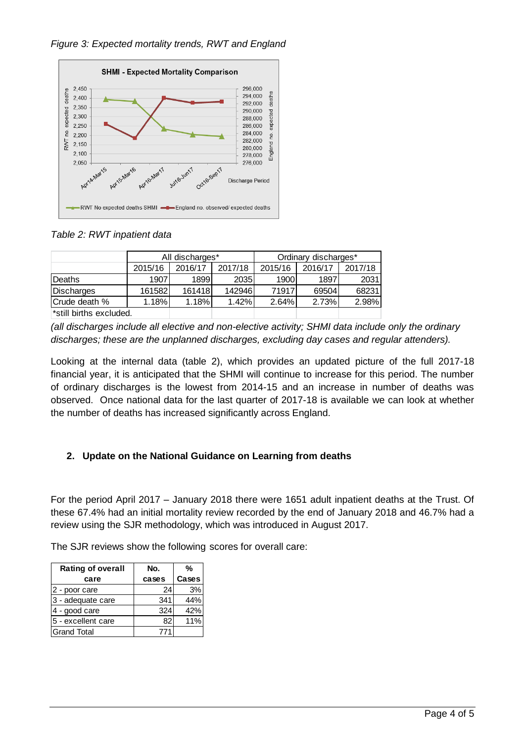*Figure 3: Expected mortality trends, RWT and England*

*Table 2: RWT inpatient data*

| | All discharges* | | | Ordinary discharges* | | |
|---|---|---|---|---|---|---|
| | 2015/16 | 2016/17 | 2017/18 | 2015/16 | 2016/17 | 2017/18 |
| Deaths | 1907 | 1899 | 2035 | 1900 | 1897 | 2031 |
| Discharges | 161582 | 161418 | 142946 | 71917 | 69504 | 68231 |
| Crude death % | 1.18% | 1.18% | 1.42% | 2.64% | 2.73% | 2.98% |

*still births excluded.

*(all discharges include all elective and non-elective activity; SHMI data include only the ordinary discharges; these are the unplanned discharges, excluding day cases and regular attenders).*

Looking at the internal data (table 2), which provides an updated picture of the full 2017-18 financial year, it is anticipated that the SHMI will continue to increase for this period. The number of ordinary discharges is the lowest from 2014-15 and an increase in number of deaths was observed. Once national data for the last quarter of 2017-18 is available we can look at whether the number of deaths has increased significantly across England.

## 2. Update on the National Guidance on Learning from deaths

For the period April 2017 – January 2018 there were 1651 adult inpatient deaths at the Trust. Of these 67.4% had an initial mortality review recorded by the end of January 2018 and 46.7% had a review using the SJR methodology, which was introduced in August 2017.

The SJR reviews show the following scores for overall care:

| Rating of overall care | No. cases | % Cases |
|---|---|---|
| 2 - poor care | 24 | 3% |
| 3 - adequate care | 341 | 44% |
| 4 - good care | 324 | 42% |
| 5 - excellent care | 82 | 11% |
| Grand Total | 771 | |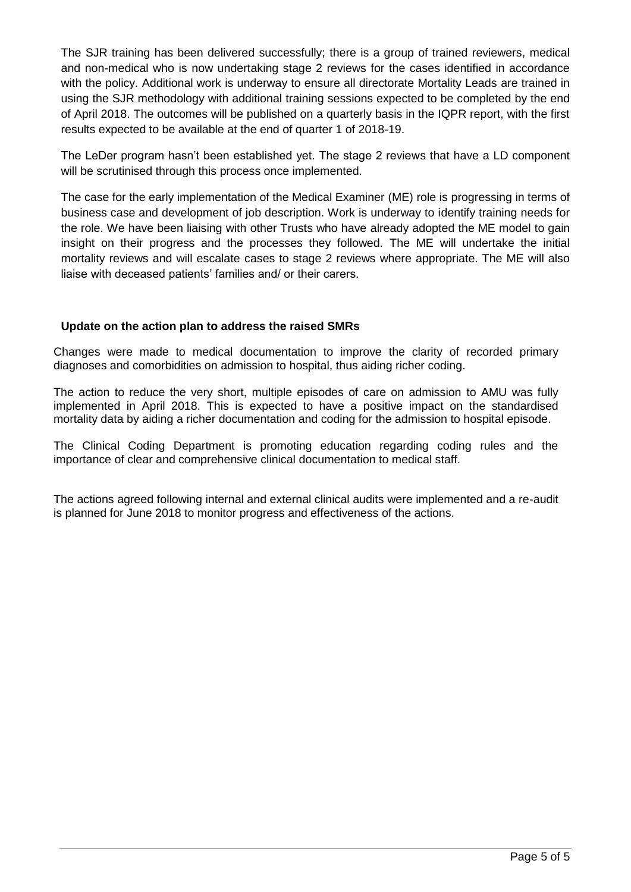The SJR training has been delivered successfully; there is a group of trained reviewers, medical and non-medical who is now undertaking stage 2 reviews for the cases identified in accordance with the policy. Additional work is underway to ensure all directorate Mortality Leads are trained in using the SJR methodology with additional training sessions expected to be completed by the end of April 2018. The outcomes will be published on a quarterly basis in the IQPR report, with the first results expected to be available at the end of quarter 1 of 2018-19.

The LeDer program hasn't been established yet. The stage 2 reviews that have a LD component will be scrutinised through this process once implemented.

The case for the early implementation of the Medical Examiner (ME) role is progressing in terms of business case and development of job description. Work is underway to identify training needs for the role. We have been liaising with other Trusts who have already adopted the ME model to gain insight on their progress and the processes they followed. The ME will undertake the initial mortality reviews and will escalate cases to stage 2 reviews where appropriate. The ME will also liaise with deceased patients' families and/ or their carers.

**Update on the action plan to address the raised SMRs**

Changes were made to medical documentation to improve the clarity of recorded primary diagnoses and comorbidities on admission to hospital, thus aiding richer coding.

The action to reduce the very short, multiple episodes of care on admission to AMU was fully implemented in April 2018. This is expected to have a positive impact on the standardised mortality data by aiding a richer documentation and coding for the admission to hospital episode.

The Clinical Coding Department is promoting education regarding coding rules and the importance of clear and comprehensive clinical documentation to medical staff.

The actions agreed following internal and external clinical audits were implemented and a re-audit is planned for June 2018 to monitor progress and effectiveness of the actions.